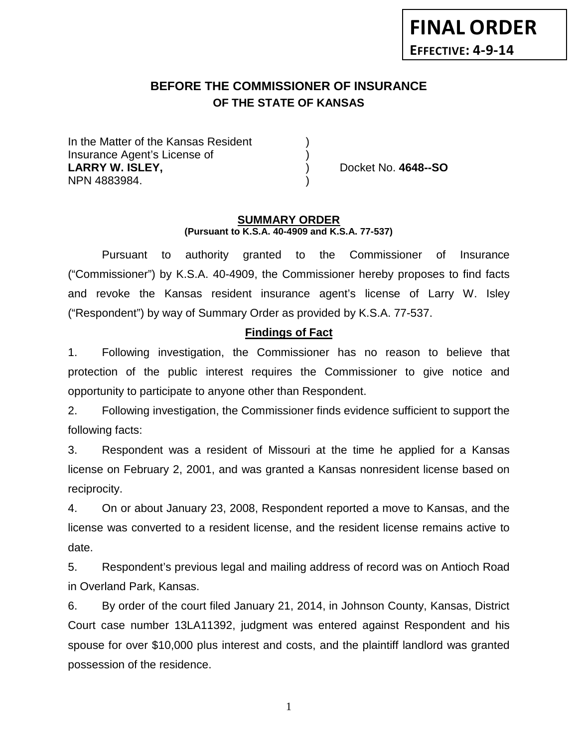**FINAL ORDER**
**EFFECTIVE: 4-9-14**

# BEFORE THE COMMISSIONER OF INSURANCE
## OF THE STATE OF KANSAS

In the Matter of the Kansas Resident )
Insurance Agent's License of )
**LARRY W. ISLEY,** ) Docket No. **4648--SO**
NPN 4883984. )

### SUMMARY ORDER
**(Pursuant to K.S.A. 40-4909 and K.S.A. 77-537)**

Pursuant to authority granted to the Commissioner of Insurance ("Commissioner") by K.S.A. 40-4909, the Commissioner hereby proposes to find facts and revoke the Kansas resident insurance agent's license of Larry W. Isley ("Respondent") by way of Summary Order as provided by K.S.A. 77-537.

### Findings of Fact

1. Following investigation, the Commissioner has no reason to believe that protection of the public interest requires the Commissioner to give notice and opportunity to participate to anyone other than Respondent.

2. Following investigation, the Commissioner finds evidence sufficient to support the following facts:

3. Respondent was a resident of Missouri at the time he applied for a Kansas license on February 2, 2001, and was granted a Kansas nonresident license based on reciprocity.

4. On or about January 23, 2008, Respondent reported a move to Kansas, and the license was converted to a resident license, and the resident license remains active to date.

5. Respondent's previous legal and mailing address of record was on Antioch Road in Overland Park, Kansas.

6. By order of the court filed January 21, 2014, in Johnson County, Kansas, District Court case number 13LA11392, judgment was entered against Respondent and his spouse for over $10,000 plus interest and costs, and the plaintiff landlord was granted possession of the residence.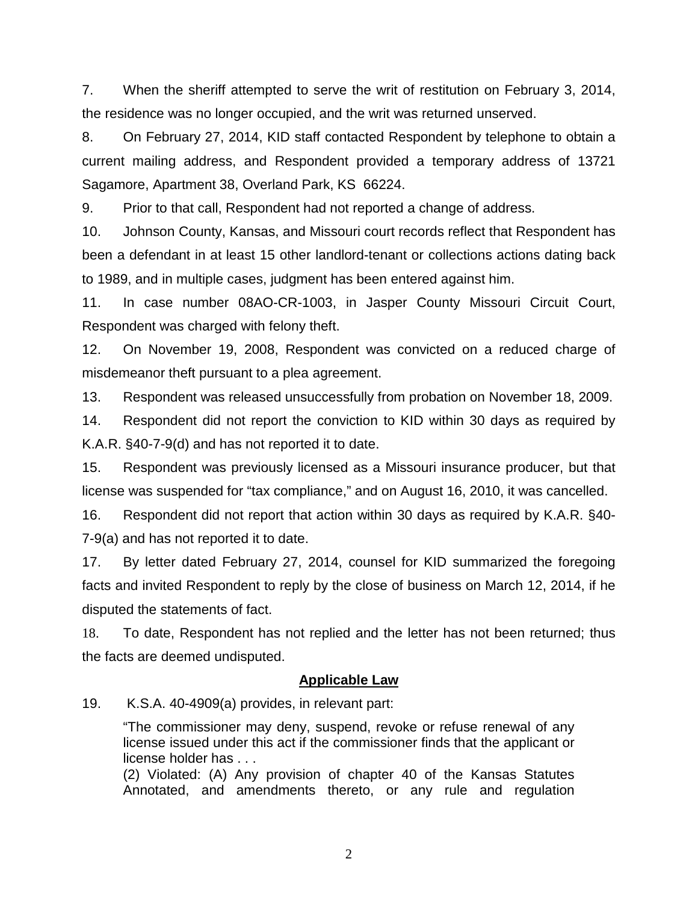7. When the sheriff attempted to serve the writ of restitution on February 3, 2014, the residence was no longer occupied, and the writ was returned unserved.

8. On February 27, 2014, KID staff contacted Respondent by telephone to obtain a current mailing address, and Respondent provided a temporary address of 13721 Sagamore, Apartment 38, Overland Park, KS 66224.

9. Prior to that call, Respondent had not reported a change of address.

10. Johnson County, Kansas, and Missouri court records reflect that Respondent has been a defendant in at least 15 other landlord-tenant or collections actions dating back to 1989, and in multiple cases, judgment has been entered against him.

11. In case number 08AO-CR-1003, in Jasper County Missouri Circuit Court, Respondent was charged with felony theft.

12. On November 19, 2008, Respondent was convicted on a reduced charge of misdemeanor theft pursuant to a plea agreement.

13. Respondent was released unsuccessfully from probation on November 18, 2009.

14. Respondent did not report the conviction to KID within 30 days as required by K.A.R. §40-7-9(d) and has not reported it to date.

15. Respondent was previously licensed as a Missouri insurance producer, but that license was suspended for "tax compliance," and on August 16, 2010, it was cancelled.

16. Respondent did not report that action within 30 days as required by K.A.R. §40-7-9(a) and has not reported it to date.

17. By letter dated February 27, 2014, counsel for KID summarized the foregoing facts and invited Respondent to reply by the close of business on March 12, 2014, if he disputed the statements of fact.

18. To date, Respondent has not replied and the letter has not been returned; thus the facts are deemed undisputed.

## Applicable Law

19. K.S.A. 40-4909(a) provides, in relevant part:

> "The commissioner may deny, suspend, revoke or refuse renewal of any license issued under this act if the commissioner finds that the applicant or license holder has . . .
> (2) Violated: (A) Any provision of chapter 40 of the Kansas Statutes Annotated, and amendments thereto, or any rule and regulation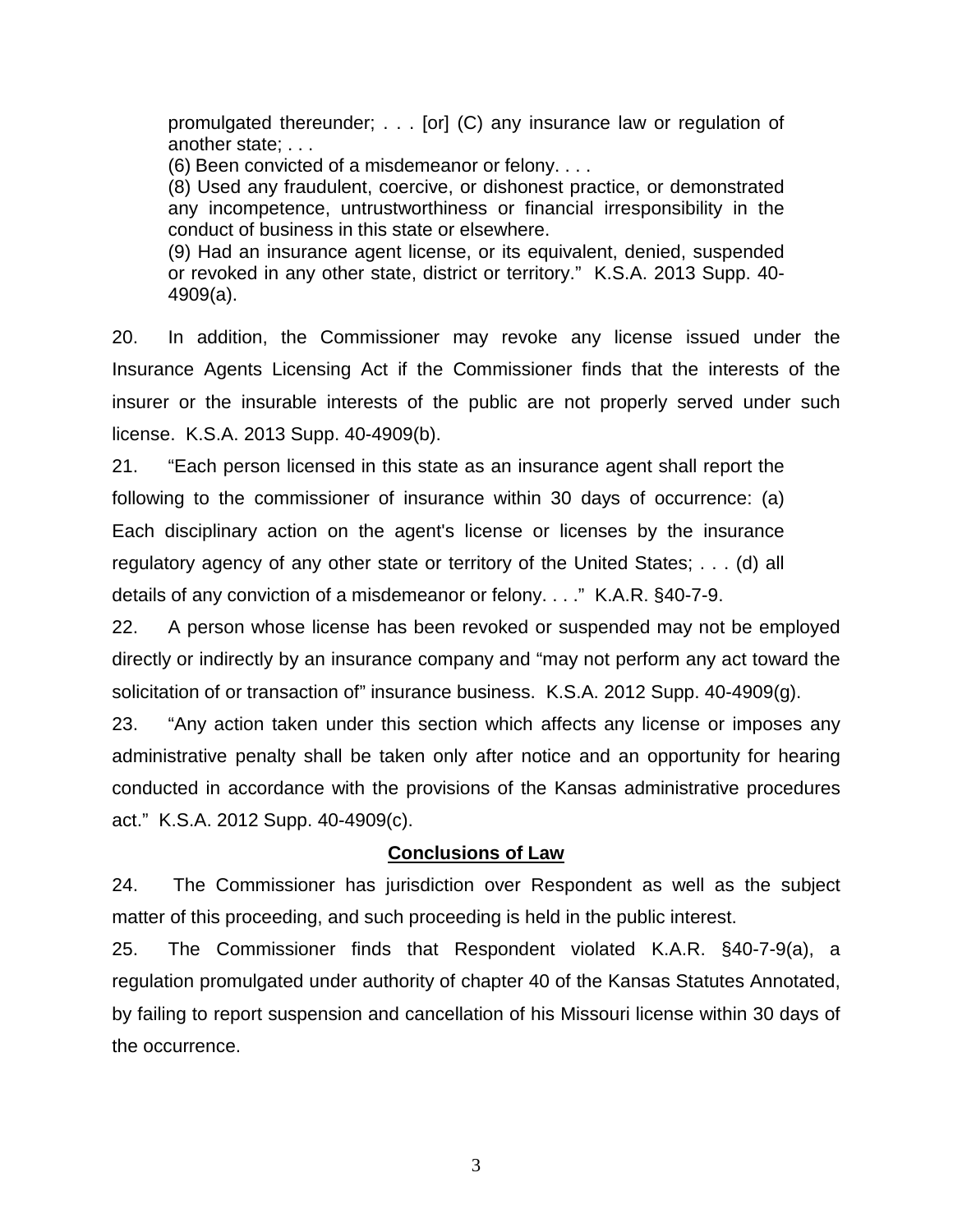> promulgated thereunder; . . . [or] (C) any insurance law or regulation of another state; . . .
>
> (6) Been convicted of a misdemeanor or felony. . . .
>
> (8) Used any fraudulent, coercive, or dishonest practice, or demonstrated any incompetence, untrustworthiness or financial irresponsibility in the conduct of business in this state or elsewhere.
>
> (9) Had an insurance agent license, or its equivalent, denied, suspended or revoked in any other state, district or territory." K.S.A. 2013 Supp. 40-4909(a).

20. In addition, the Commissioner may revoke any license issued under the Insurance Agents Licensing Act if the Commissioner finds that the interests of the insurer or the insurable interests of the public are not properly served under such license. K.S.A. 2013 Supp. 40-4909(b).

21. "Each person licensed in this state as an insurance agent shall report the following to the commissioner of insurance within 30 days of occurrence: (a) Each disciplinary action on the agent's license or licenses by the insurance regulatory agency of any other state or territory of the United States; . . . (d) all details of any conviction of a misdemeanor or felony. . . ." K.A.R. §40-7-9.

22. A person whose license has been revoked or suspended may not be employed directly or indirectly by an insurance company and "may not perform any act toward the solicitation of or transaction of" insurance business. K.S.A. 2012 Supp. 40-4909(g).

23. "Any action taken under this section which affects any license or imposes any administrative penalty shall be taken only after notice and an opportunity for hearing conducted in accordance with the provisions of the Kansas administrative procedures act." K.S.A. 2012 Supp. 40-4909(c).

## Conclusions of Law

24. The Commissioner has jurisdiction over Respondent as well as the subject matter of this proceeding, and such proceeding is held in the public interest.

25. The Commissioner finds that Respondent violated K.A.R. §40-7-9(a), a regulation promulgated under authority of chapter 40 of the Kansas Statutes Annotated, by failing to report suspension and cancellation of his Missouri license within 30 days of the occurrence.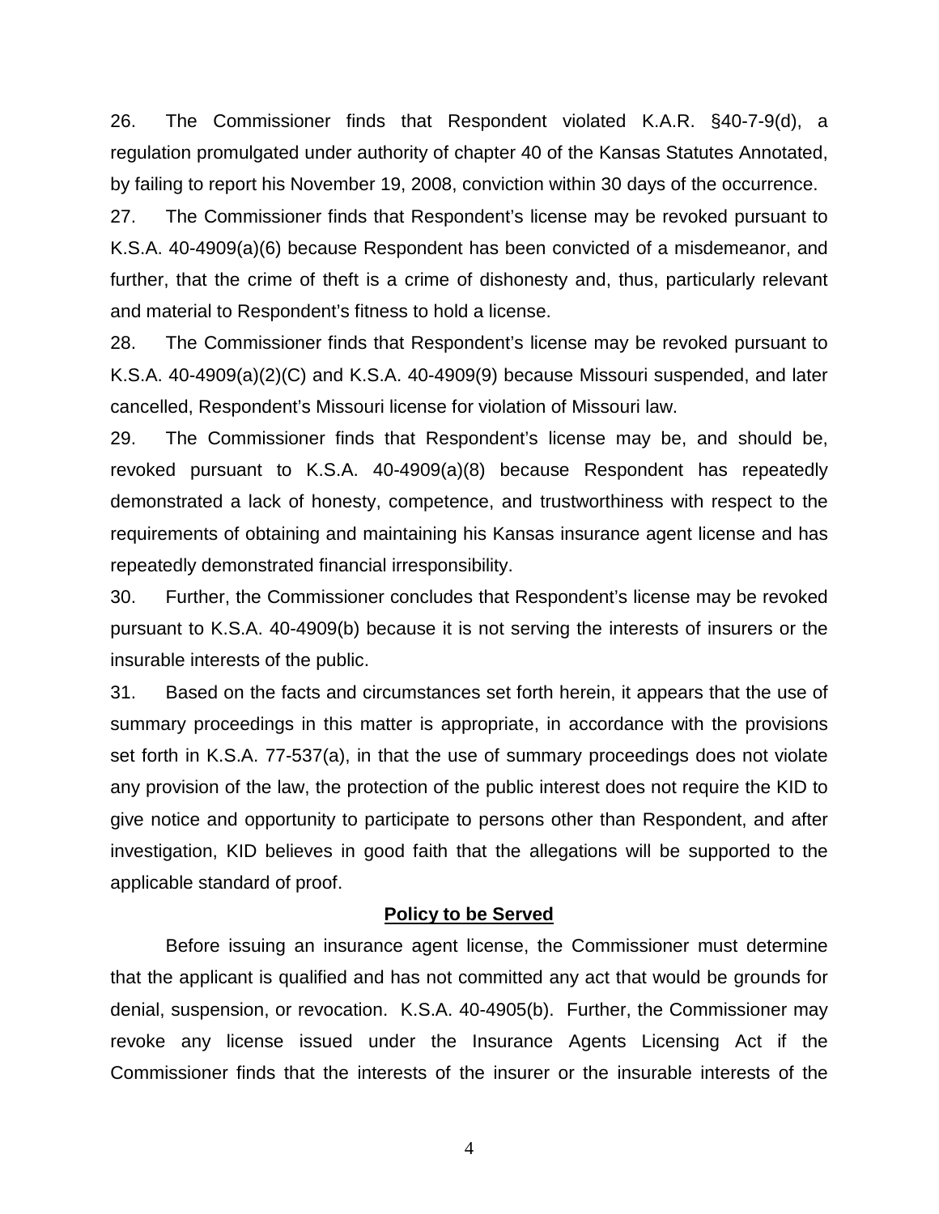26. The Commissioner finds that Respondent violated K.A.R. §40-7-9(d), a regulation promulgated under authority of chapter 40 of the Kansas Statutes Annotated, by failing to report his November 19, 2008, conviction within 30 days of the occurrence.

27. The Commissioner finds that Respondent's license may be revoked pursuant to K.S.A. 40-4909(a)(6) because Respondent has been convicted of a misdemeanor, and further, that the crime of theft is a crime of dishonesty and, thus, particularly relevant and material to Respondent's fitness to hold a license.

28. The Commissioner finds that Respondent's license may be revoked pursuant to K.S.A. 40-4909(a)(2)(C) and K.S.A. 40-4909(9) because Missouri suspended, and later cancelled, Respondent's Missouri license for violation of Missouri law.

29. The Commissioner finds that Respondent's license may be, and should be, revoked pursuant to K.S.A. 40-4909(a)(8) because Respondent has repeatedly demonstrated a lack of honesty, competence, and trustworthiness with respect to the requirements of obtaining and maintaining his Kansas insurance agent license and has repeatedly demonstrated financial irresponsibility.

30. Further, the Commissioner concludes that Respondent's license may be revoked pursuant to K.S.A. 40-4909(b) because it is not serving the interests of insurers or the insurable interests of the public.

31. Based on the facts and circumstances set forth herein, it appears that the use of summary proceedings in this matter is appropriate, in accordance with the provisions set forth in K.S.A. 77-537(a), in that the use of summary proceedings does not violate any provision of the law, the protection of the public interest does not require the KID to give notice and opportunity to participate to persons other than Respondent, and after investigation, KID believes in good faith that the allegations will be supported to the applicable standard of proof.

## Policy to be Served

Before issuing an insurance agent license, the Commissioner must determine that the applicant is qualified and has not committed any act that would be grounds for denial, suspension, or revocation. K.S.A. 40-4905(b). Further, the Commissioner may revoke any license issued under the Insurance Agents Licensing Act if the Commissioner finds that the interests of the insurer or the insurable interests of the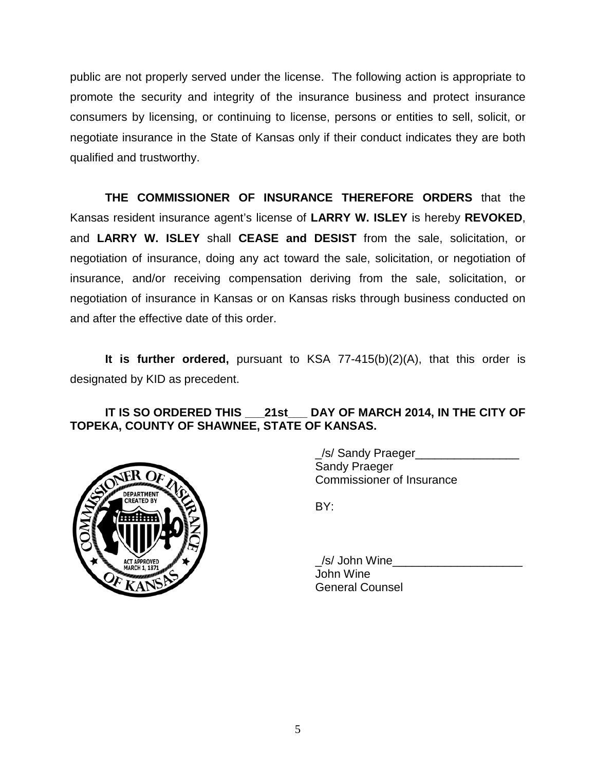public are not properly served under the license. The following action is appropriate to promote the security and integrity of the insurance business and protect insurance consumers by licensing, or continuing to license, persons or entities to sell, solicit, or negotiate insurance in the State of Kansas only if their conduct indicates they are both qualified and trustworthy.

**THE COMMISSIONER OF INSURANCE THEREFORE ORDERS** that the Kansas resident insurance agent's license of **LARRY W. ISLEY** is hereby **REVOKED**, and **LARRY W. ISLEY** shall **CEASE and DESIST** from the sale, solicitation, or negotiation of insurance, doing any act toward the sale, solicitation, or negotiation of insurance, and/or receiving compensation deriving from the sale, solicitation, or negotiation of insurance in Kansas or on Kansas risks through business conducted on and after the effective date of this order.

**It is further ordered,** pursuant to KSA 77-415(b)(2)(A), that this order is designated by KID as precedent.

**IT IS SO ORDERED THIS ___21st___ DAY OF MARCH 2014, IN THE CITY OF TOPEKA, COUNTY OF SHAWNEE, STATE OF KANSAS.**

_/s/ Sandy Praeger________________
Sandy Praeger
Commissioner of Insurance

BY:

_/s/ John Wine____________________
John Wine
General Counsel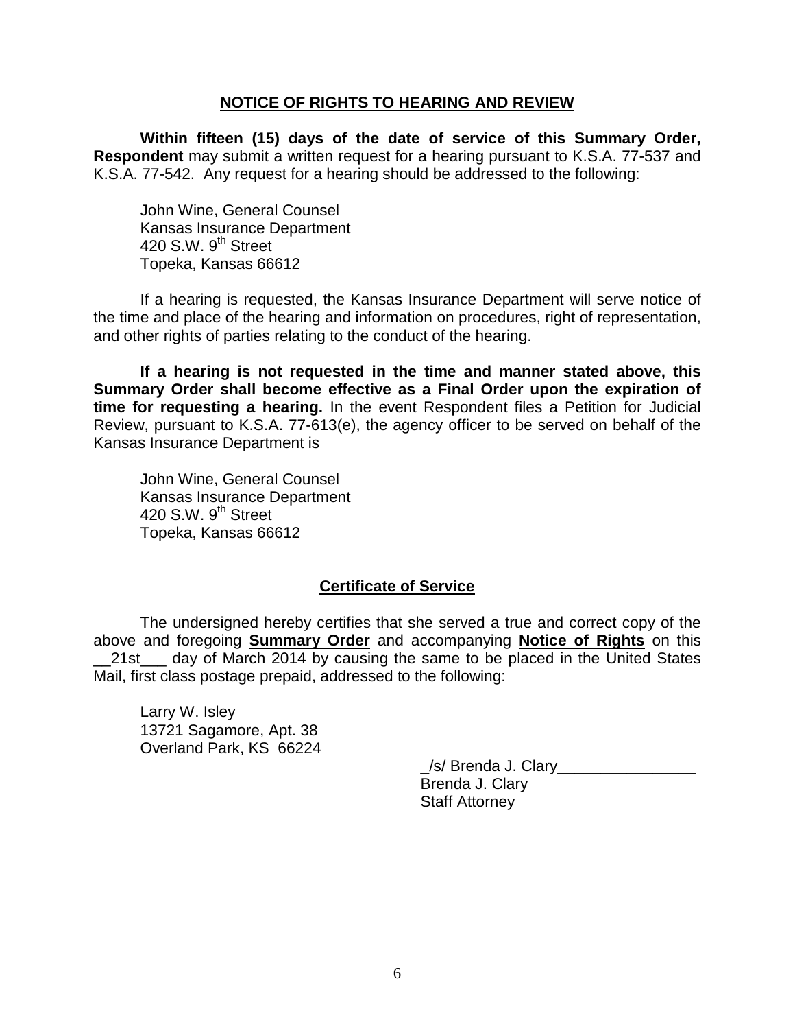## NOTICE OF RIGHTS TO HEARING AND REVIEW

**Within fifteen (15) days of the date of service of this Summary Order, Respondent** may submit a written request for a hearing pursuant to K.S.A. 77-537 and K.S.A. 77-542. Any request for a hearing should be addressed to the following:

John Wine, General Counsel
Kansas Insurance Department
420 S.W. 9th Street
Topeka, Kansas 66612

If a hearing is requested, the Kansas Insurance Department will serve notice of the time and place of the hearing and information on procedures, right of representation, and other rights of parties relating to the conduct of the hearing.

**If a hearing is not requested in the time and manner stated above, this Summary Order shall become effective as a Final Order upon the expiration of time for requesting a hearing.** In the event Respondent files a Petition for Judicial Review, pursuant to K.S.A. 77-613(e), the agency officer to be served on behalf of the Kansas Insurance Department is

John Wine, General Counsel
Kansas Insurance Department
420 S.W. 9th Street
Topeka, Kansas 66612

## Certificate of Service

The undersigned hereby certifies that she served a true and correct copy of the above and foregoing **Summary Order** and accompanying **Notice of Rights** on this __21st___ day of March 2014 by causing the same to be placed in the United States Mail, first class postage prepaid, addressed to the following:

Larry W. Isley
13721 Sagamore, Apt. 38
Overland Park, KS 66224

_/s/ Brenda J. Clary________________
Brenda J. Clary
Staff Attorney